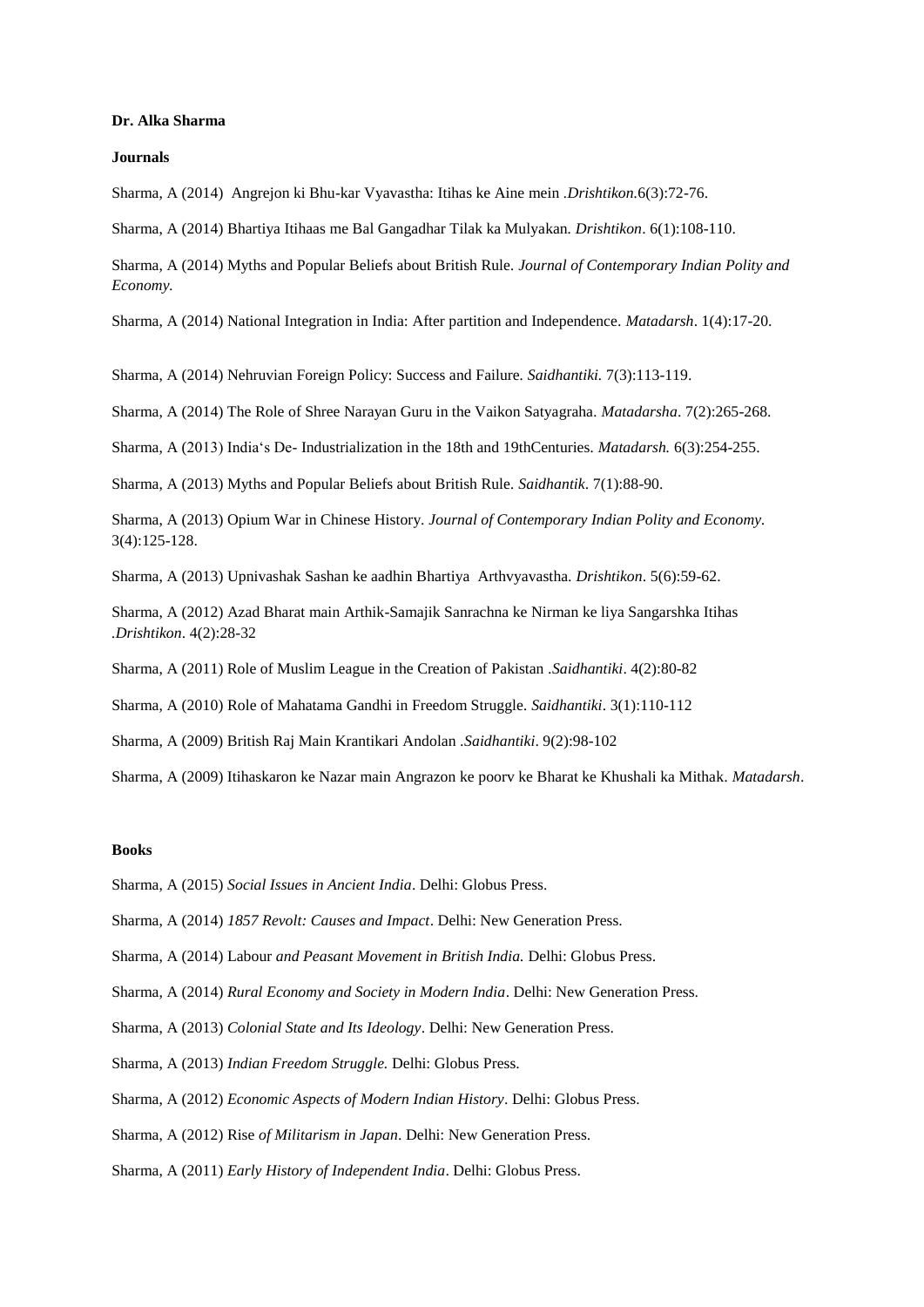**Dr. Alka Sharma**

**Journals**

Sharma, A (2014) Angrejon ki Bhu-kar Vyavastha: Itihas ke Aine mein .*Drishtikon*.6(3):72-76.

Sharma, A (2014) Bhartiya Itihaas me Bal Gangadhar Tilak ka Mulyakan. *Drishtikon*. 6(1):108-110.

Sharma, A (2014) Myths and Popular Beliefs about British Rule. *Journal of Contemporary Indian Polity and Economy.*

Sharma, A (2014) National Integration in India: After partition and Independence. *Matadarsh*. 1(4):17-20.

Sharma, A (2014) Nehruvian Foreign Policy: Success and Failure. *Saidhantiki.* 7(3):113-119.

Sharma, A (2014) The Role of Shree Narayan Guru in the Vaikon Satyagraha. *Matadarsha*. 7(2):265-268.

Sharma, A (2013) India's De- Industrialization in the 18th and 19thCenturies. *Matadarsh.* 6(3):254-255.

Sharma, A (2013) Myths and Popular Beliefs about British Rule. *Saidhantik*. 7(1):88-90.

Sharma, A (2013) Opium War in Chinese History. *Journal of Contemporary Indian Polity and Economy.* 3(4):125-128.

Sharma, A (2013) Upnivashak Sashan ke aadhin Bhartiya Arthvyavastha. *Drishtikon*. 5(6):59-62.

Sharma, A (2012) Azad Bharat main Arthik-Samajik Sanrachna ke Nirman ke liya Sangarshka Itihas .*Drishtikon*. 4(2):28-32

Sharma, A (2011) Role of Muslim League in the Creation of Pakistan .*Saidhantiki*. 4(2):80-82

Sharma, A (2010) Role of Mahatama Gandhi in Freedom Struggle. *Saidhantiki*. 3(1):110-112

Sharma, A (2009) British Raj Main Krantikari Andolan .*Saidhantiki*. 9(2):98-102

Sharma, A (2009) Itihaskaron ke Nazar main Angrazon ke poorv ke Bharat ke Khushali ka Mithak. *Matadarsh*.

**Books**

Sharma, A (2015) *Social Issues in Ancient India*. Delhi: Globus Press.

Sharma, A (2014) *1857 Revolt: Causes and Impact*. Delhi: New Generation Press.

Sharma, A (2014) Labour *and Peasant Movement in British India.* Delhi: Globus Press.

Sharma, A (2014) *Rural Economy and Society in Modern India*. Delhi: New Generation Press.

Sharma, A (2013) *Colonial State and Its Ideology*. Delhi: New Generation Press.

Sharma, A (2013) *Indian Freedom Struggle.* Delhi: Globus Press.

Sharma, A (2012) *Economic Aspects of Modern Indian History*. Delhi: Globus Press.

Sharma, A (2012) Rise *of Militarism in Japan*. Delhi: New Generation Press.

Sharma, A (2011) *Early History of Independent India*. Delhi: Globus Press.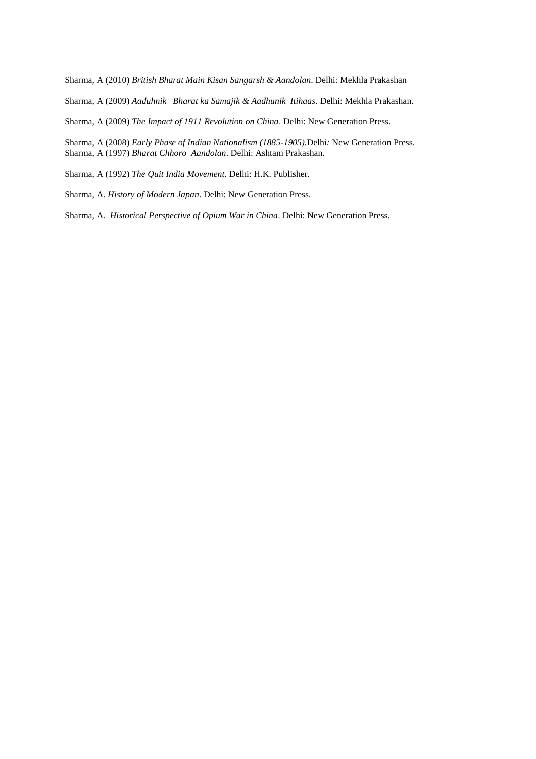Sharma, A (2010) *British Bharat Main Kisan Sangarsh & Aandolan*. Delhi: Mekhla Prakashan

Sharma, A (2009) *Aaduhnik Bharat ka Samajik & Aadhunik Itihaas*. Delhi: Mekhla Prakashan.

Sharma, A (2009) *The Impact of 1911 Revolution on China*. Delhi: New Generation Press.

Sharma, A (2008) *Early Phase of Indian Nationalism (1885-1905).*Delhi: New Generation Press.

Sharma, A (1997) *Bharat Chhoro Aandolan*. Delhi: Ashtam Prakashan.

Sharma, A (1992) *The Quit India Movement.* Delhi: H.K. Publisher.

Sharma, A. *History of Modern Japan*. Delhi: New Generation Press.

Sharma, A. *Historical Perspective of Opium War in China*. Delhi: New Generation Press.